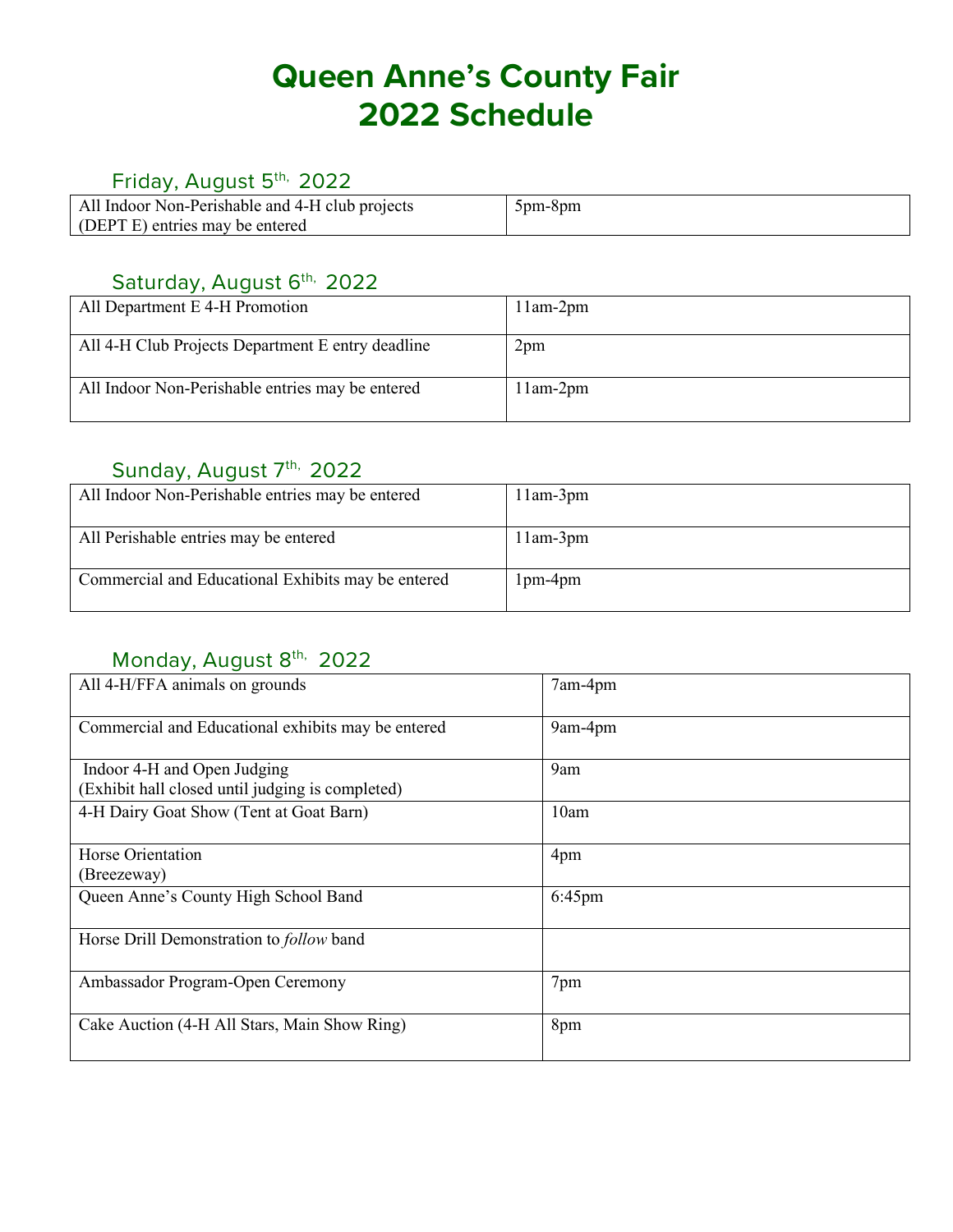# Queen Anne's County Fair
# 2022 Schedule

## Friday, August 5th, 2022

| | |
|---|---|
| All Indoor Non-Perishable and 4-H club projects (DEPT E) entries may be entered | 5pm-8pm |

## Saturday, August 6th, 2022

| | |
|---|---|
| All Department E 4-H Promotion | 11am-2pm |
| All 4-H Club Projects Department E entry deadline | 2pm |
| All Indoor Non-Perishable entries may be entered | 11am-2pm |

## Sunday, August 7th, 2022

| | |
|---|---|
| All Indoor Non-Perishable entries may be entered | 11am-3pm |
| All Perishable entries may be entered | 11am-3pm |
| Commercial and Educational Exhibits may be entered | 1pm-4pm |

## Monday, August 8th, 2022

| | |
|---|---|
| All 4-H/FFA animals on grounds | 7am-4pm |
| Commercial and Educational exhibits may be entered | 9am-4pm |
| Indoor 4-H and Open Judging (Exhibit hall closed until judging is completed) | 9am |
| 4-H Dairy Goat Show (Tent at Goat Barn) | 10am |
| Horse Orientation (Breezeway) | 4pm |
| Queen Anne's County High School Band | 6:45pm |
| Horse Drill Demonstration to *follow* band | |
| Ambassador Program-Open Ceremony | 7pm |
| Cake Auction (4-H All Stars, Main Show Ring) | 8pm |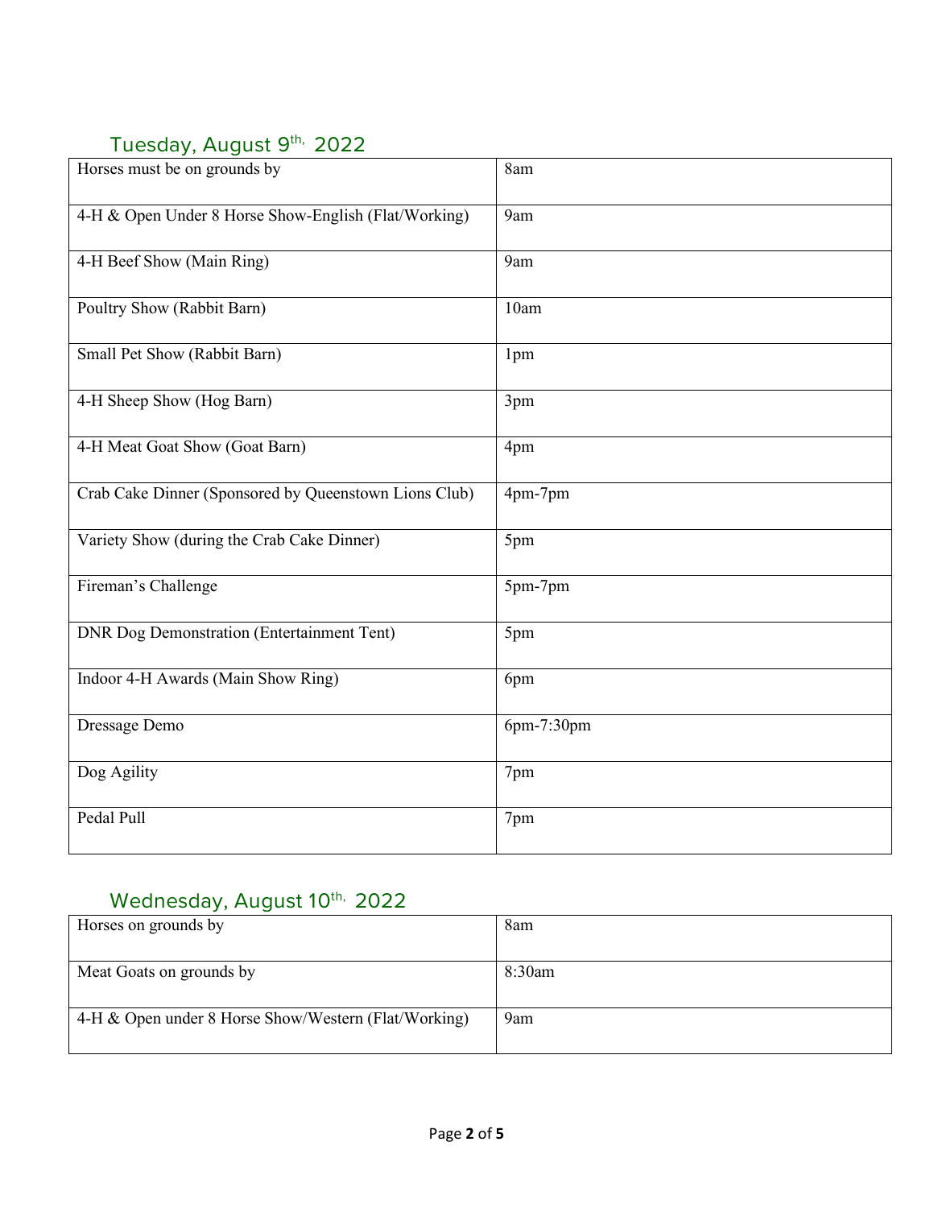## Tuesday, August 9th, 2022

| Event | Time |
|---|---|
| Horses must be on grounds by | 8am |
| 4-H & Open Under 8 Horse Show-English (Flat/Working) | 9am |
| 4-H Beef Show (Main Ring) | 9am |
| Poultry Show (Rabbit Barn) | 10am |
| Small Pet Show (Rabbit Barn) | 1pm |
| 4-H Sheep Show (Hog Barn) | 3pm |
| 4-H Meat Goat Show (Goat Barn) | 4pm |
| Crab Cake Dinner (Sponsored by Queenstown Lions Club) | 4pm-7pm |
| Variety Show (during the Crab Cake Dinner) | 5pm |
| Fireman's Challenge | 5pm-7pm |
| DNR Dog Demonstration (Entertainment Tent) | 5pm |
| Indoor 4-H Awards (Main Show Ring) | 6pm |
| Dressage Demo | 6pm-7:30pm |
| Dog Agility | 7pm |
| Pedal Pull | 7pm |

## Wednesday, August 10th, 2022

| Event | Time |
|---|---|
| Horses on grounds by | 8am |
| Meat Goats on grounds by | 8:30am |
| 4-H & Open under 8 Horse Show/Western (Flat/Working) | 9am |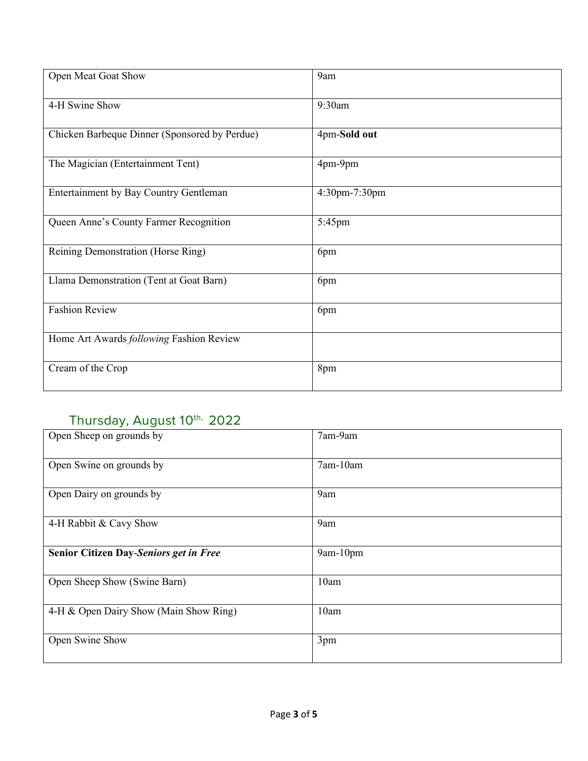| Open Meat Goat Show | 9am |
|---|---|
| 4-H Swine Show | 9:30am |
| Chicken Barbeque Dinner (Sponsored by Perdue) | 4pm-**Sold out** |
| The Magician (Entertainment Tent) | 4pm-9pm |
| Entertainment by Bay Country Gentleman | 4:30pm-7:30pm |
| Queen Anne's County Farmer Recognition | 5:45pm |
| Reining Demonstration (Horse Ring) | 6pm |
| Llama Demonstration (Tent at Goat Barn) | 6pm |
| Fashion Review | 6pm |
| Home Art Awards *following* Fashion Review | |
| Cream of the Crop | 8pm |

## Thursday, August 10th, 2022

| Open Sheep on grounds by | 7am-9am |
|---|---|
| Open Swine on grounds by | 7am-10am |
| Open Dairy on grounds by | 9am |
| 4-H Rabbit & Cavy Show | 9am |
| **Senior Citizen Day-*Seniors get in Free*** | 9am-10pm |
| Open Sheep Show (Swine Barn) | 10am |
| 4-H & Open Dairy Show (Main Show Ring) | 10am |
| Open Swine Show | 3pm |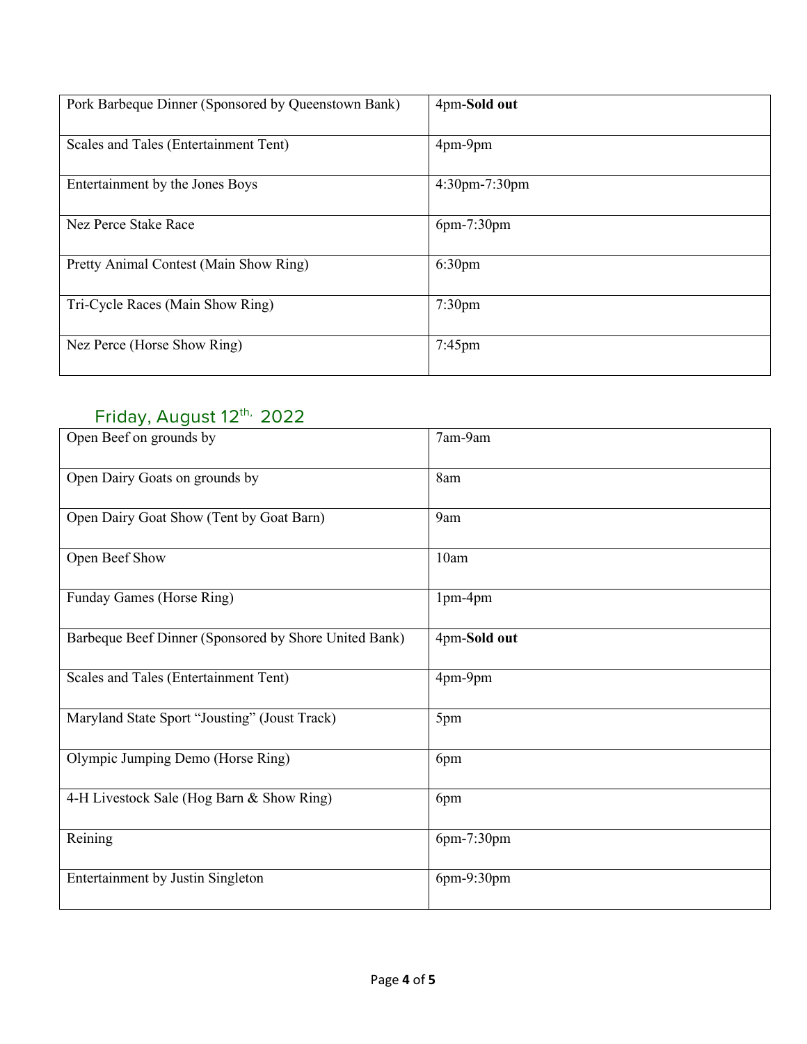| | |
|---|---|
| Pork Barbeque Dinner (Sponsored by Queenstown Bank) | 4pm-**Sold out** |
| Scales and Tales (Entertainment Tent) | 4pm-9pm |
| Entertainment by the Jones Boys | 4:30pm-7:30pm |
| Nez Perce Stake Race | 6pm-7:30pm |
| Pretty Animal Contest (Main Show Ring) | 6:30pm |
| Tri-Cycle Races (Main Show Ring) | 7:30pm |
| Nez Perce (Horse Show Ring) | 7:45pm |

## Friday, August 12th, 2022

| | |
|---|---|
| Open Beef on grounds by | 7am-9am |
| Open Dairy Goats on grounds by | 8am |
| Open Dairy Goat Show (Tent by Goat Barn) | 9am |
| Open Beef Show | 10am |
| Funday Games (Horse Ring) | 1pm-4pm |
| Barbeque Beef Dinner (Sponsored by Shore United Bank) | 4pm-**Sold out** |
| Scales and Tales (Entertainment Tent) | 4pm-9pm |
| Maryland State Sport "Jousting" (Joust Track) | 5pm |
| Olympic Jumping Demo (Horse Ring) | 6pm |
| 4-H Livestock Sale (Hog Barn & Show Ring) | 6pm |
| Reining | 6pm-7:30pm |
| Entertainment by Justin Singleton | 6pm-9:30pm |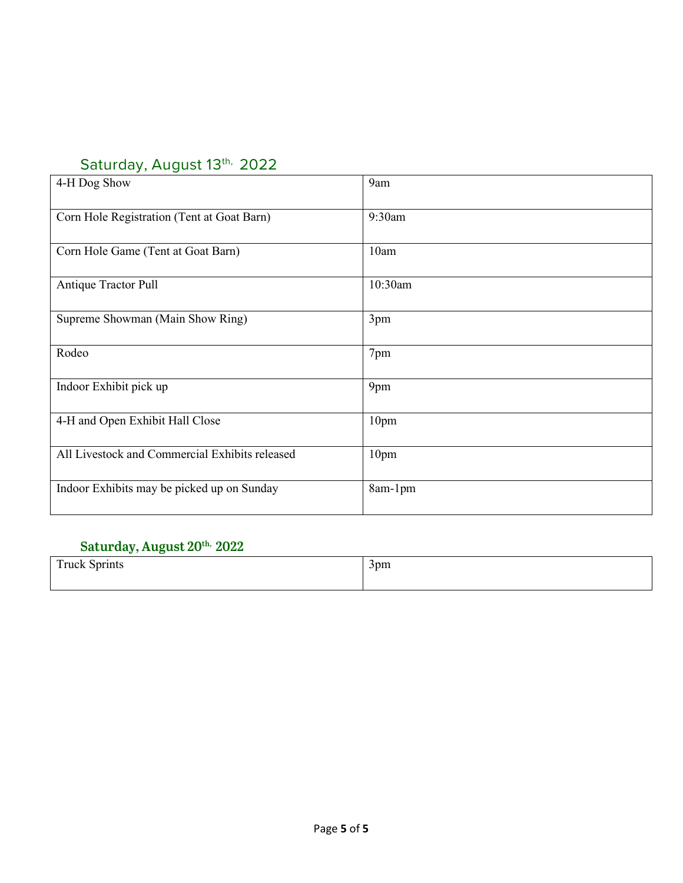## Saturday, August 13th, 2022

| | |
|---|---|
| 4-H Dog Show | 9am |
| Corn Hole Registration (Tent at Goat Barn) | 9:30am |
| Corn Hole Game (Tent at Goat Barn) | 10am |
| Antique Tractor Pull | 10:30am |
| Supreme Showman (Main Show Ring) | 3pm |
| Rodeo | 7pm |
| Indoor Exhibit pick up | 9pm |
| 4-H and Open Exhibit Hall Close | 10pm |
| All Livestock and Commercial Exhibits released | 10pm |
| Indoor Exhibits may be picked up on Sunday | 8am-1pm |

## Saturday, August 20th, 2022

| | |
|---|---|
| Truck Sprints | 3pm |